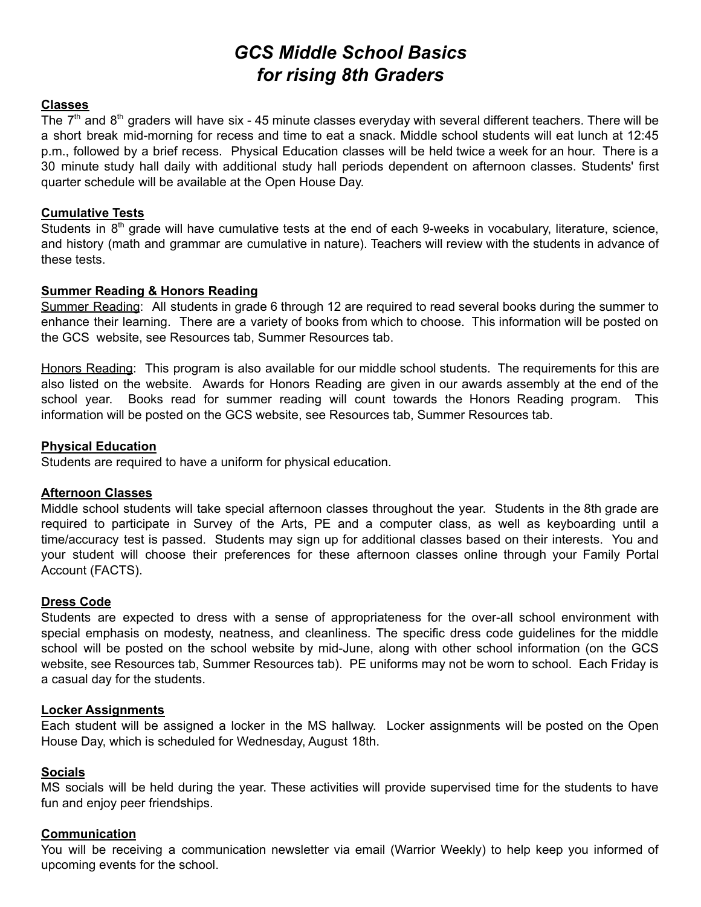# *GCS Middle School Basics*
# *for rising 8th Graders*

**Classes**

The $7^{th}$ and $8^{th}$ graders will have six - 45 minute classes everyday with several different teachers. There will be a short break mid-morning for recess and time to eat a snack. Middle school students will eat lunch at 12:45 p.m., followed by a brief recess. Physical Education classes will be held twice a week for an hour. There is a 30 minute study hall daily with additional study hall periods dependent on afternoon classes. Students' first quarter schedule will be available at the Open House Day.

**Cumulative Tests**

Students in $8^{th}$ grade will have cumulative tests at the end of each 9-weeks in vocabulary, literature, science, and history (math and grammar are cumulative in nature). Teachers will review with the students in advance of these tests.

**Summer Reading & Honors Reading**

Summer Reading: All students in grade 6 through 12 are required to read several books during the summer to enhance their learning. There are a variety of books from which to choose. This information will be posted on the GCS website, see Resources tab, Summer Resources tab.

Honors Reading: This program is also available for our middle school students. The requirements for this are also listed on the website. Awards for Honors Reading are given in our awards assembly at the end of the school year. Books read for summer reading will count towards the Honors Reading program. This information will be posted on the GCS website, see Resources tab, Summer Resources tab.

**Physical Education**

Students are required to have a uniform for physical education.

**Afternoon Classes**

Middle school students will take special afternoon classes throughout the year. Students in the 8th grade are required to participate in Survey of the Arts, PE and a computer class, as well as keyboarding until a time/accuracy test is passed. Students may sign up for additional classes based on their interests. You and your student will choose their preferences for these afternoon classes online through your Family Portal Account (FACTS).

**Dress Code**

Students are expected to dress with a sense of appropriateness for the over-all school environment with special emphasis on modesty, neatness, and cleanliness. The specific dress code guidelines for the middle school will be posted on the school website by mid-June, along with other school information (on the GCS website, see Resources tab, Summer Resources tab). PE uniforms may not be worn to school. Each Friday is a casual day for the students.

**Locker Assignments**

Each student will be assigned a locker in the MS hallway. Locker assignments will be posted on the Open House Day, which is scheduled for Wednesday, August 18th.

**Socials**

MS socials will be held during the year. These activities will provide supervised time for the students to have fun and enjoy peer friendships.

**Communication**

You will be receiving a communication newsletter via email (Warrior Weekly) to help keep you informed of upcoming events for the school.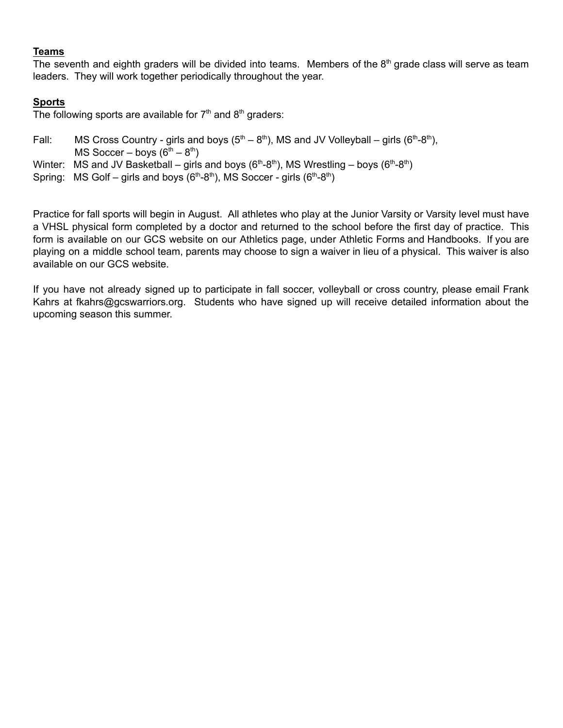**Teams**

The seventh and eighth graders will be divided into teams. Members of the 8th grade class will serve as team leaders. They will work together periodically throughout the year.

**Sports**

The following sports are available for 7th and 8th graders:

Fall: MS Cross Country - girls and boys (5th – 8th), MS and JV Volleyball – girls (6th-8th), MS Soccer – boys (6th – 8th)

Winter: MS and JV Basketball – girls and boys (6th-8th), MS Wrestling – boys (6th-8th)

Spring: MS Golf – girls and boys (6th-8th), MS Soccer - girls (6th-8th)

Practice for fall sports will begin in August. All athletes who play at the Junior Varsity or Varsity level must have a VHSL physical form completed by a doctor and returned to the school before the first day of practice. This form is available on our GCS website on our Athletics page, under Athletic Forms and Handbooks. If you are playing on a middle school team, parents may choose to sign a waiver in lieu of a physical. This waiver is also available on our GCS website.

If you have not already signed up to participate in fall soccer, volleyball or cross country, please email Frank Kahrs at fkahrs@gcswarriors.org. Students who have signed up will receive detailed information about the upcoming season this summer.